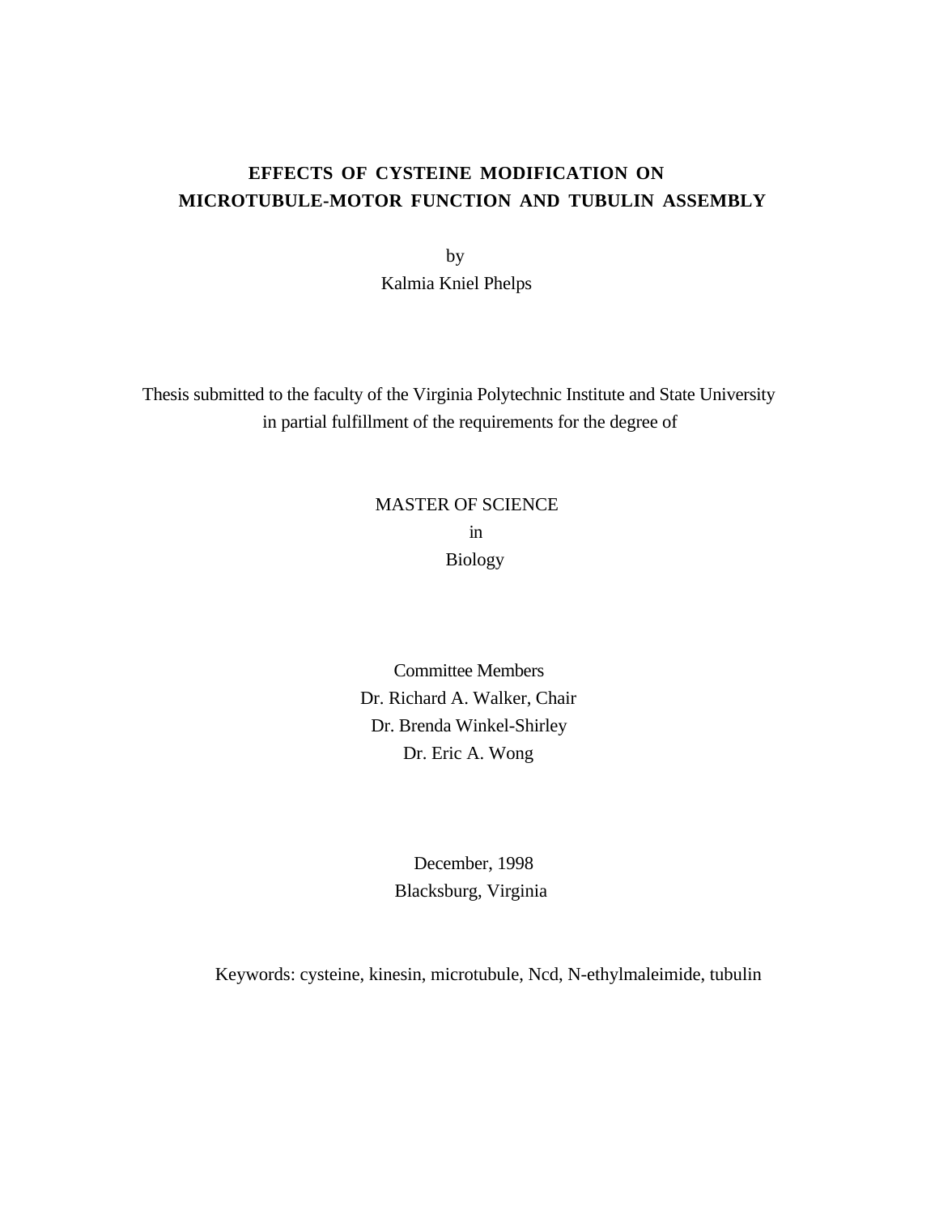# EFFECTS OF CYSTEINE MODIFICATION ON MICROTUBULE-MOTOR FUNCTION AND TUBULIN ASSEMBLY

by

Kalmia Kniel Phelps

Thesis submitted to the faculty of the Virginia Polytechnic Institute and State University in partial fulfillment of the requirements for the degree of

MASTER OF SCIENCE

in

Biology

Committee Members

Dr. Richard A. Walker, Chair

Dr. Brenda Winkel-Shirley

Dr. Eric A. Wong

December, 1998

Blacksburg, Virginia

Keywords: cysteine, kinesin, microtubule, Ncd, N-ethylmaleimide, tubulin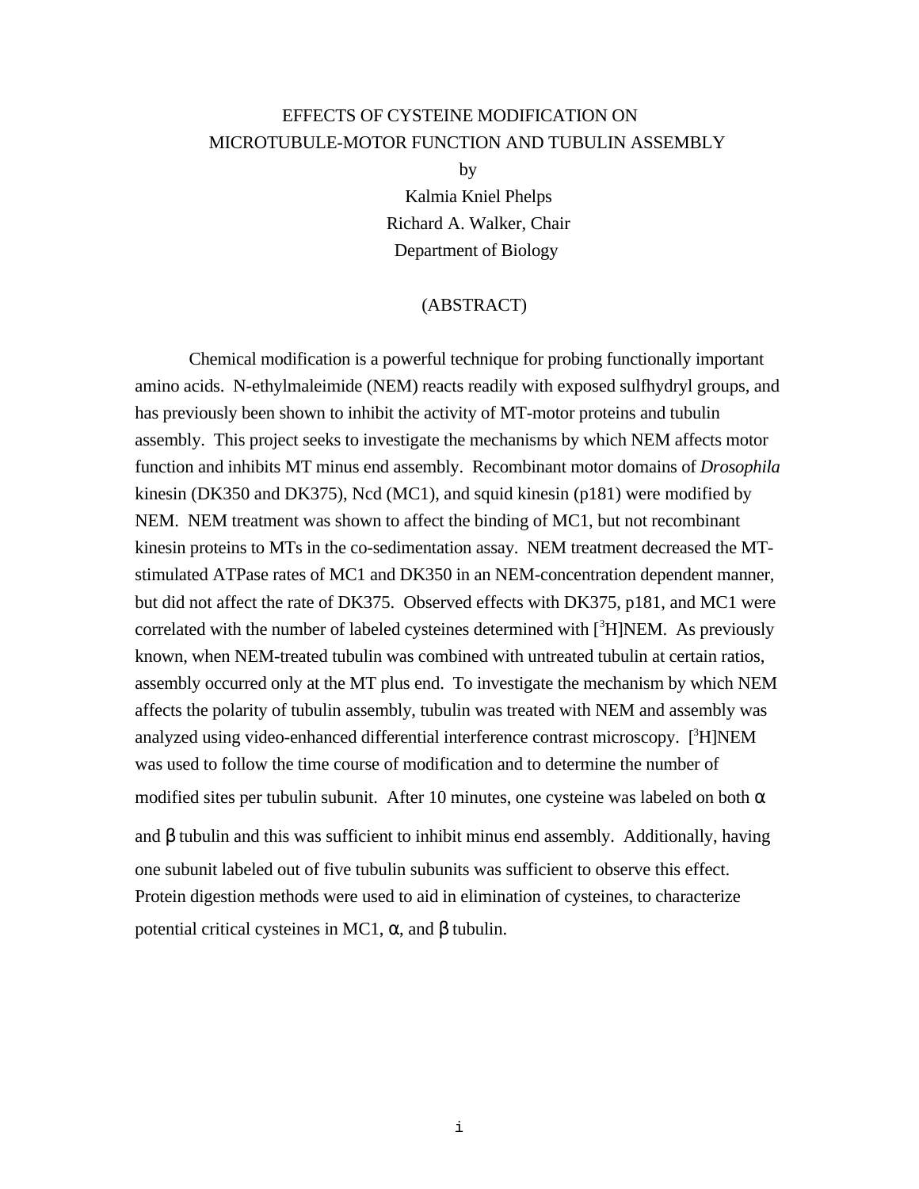# EFFECTS OF CYSTEINE MODIFICATION ON MICROTUBULE-MOTOR FUNCTION AND TUBULIN ASSEMBLY

by

Kalmia Kniel Phelps

Richard A. Walker, Chair

Department of Biology

## (ABSTRACT)

Chemical modification is a powerful technique for probing functionally important amino acids. N-ethylmaleimide (NEM) reacts readily with exposed sulfhydryl groups, and has previously been shown to inhibit the activity of MT-motor proteins and tubulin assembly. This project seeks to investigate the mechanisms by which NEM affects motor function and inhibits MT minus end assembly. Recombinant motor domains of *Drosophila* kinesin (DK350 and DK375), Ncd (MC1), and squid kinesin (p181) were modified by NEM. NEM treatment was shown to affect the binding of MC1, but not recombinant kinesin proteins to MTs in the co-sedimentation assay. NEM treatment decreased the MT-stimulated ATPase rates of MC1 and DK350 in an NEM-concentration dependent manner, but did not affect the rate of DK375. Observed effects with DK375, p181, and MC1 were correlated with the number of labeled cysteines determined with [$^3$H]NEM. As previously known, when NEM-treated tubulin was combined with untreated tubulin at certain ratios, assembly occurred only at the MT plus end. To investigate the mechanism by which NEM affects the polarity of tubulin assembly, tubulin was treated with NEM and assembly was analyzed using video-enhanced differential interference contrast microscopy. [$^3$H]NEM was used to follow the time course of modification and to determine the number of modified sites per tubulin subunit. After 10 minutes, one cysteine was labeled on both α and β tubulin and this was sufficient to inhibit minus end assembly. Additionally, having one subunit labeled out of five tubulin subunits was sufficient to observe this effect. Protein digestion methods were used to aid in elimination of cysteines, to characterize potential critical cysteines in MC1, α, and β tubulin.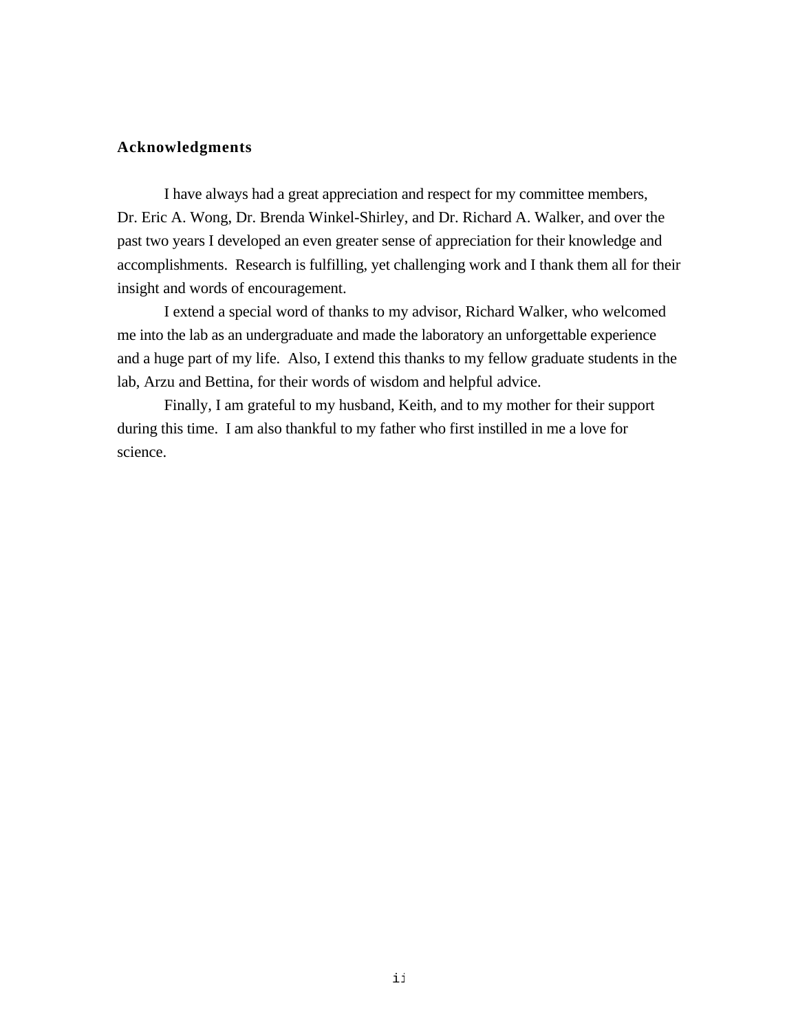## Acknowledgments

I have always had a great appreciation and respect for my committee members, Dr. Eric A. Wong, Dr. Brenda Winkel-Shirley, and Dr. Richard A. Walker, and over the past two years I developed an even greater sense of appreciation for their knowledge and accomplishments. Research is fulfilling, yet challenging work and I thank them all for their insight and words of encouragement.

I extend a special word of thanks to my advisor, Richard Walker, who welcomed me into the lab as an undergraduate and made the laboratory an unforgettable experience and a huge part of my life. Also, I extend this thanks to my fellow graduate students in the lab, Arzu and Bettina, for their words of wisdom and helpful advice.

Finally, I am grateful to my husband, Keith, and to my mother for their support during this time. I am also thankful to my father who first instilled in me a love for science.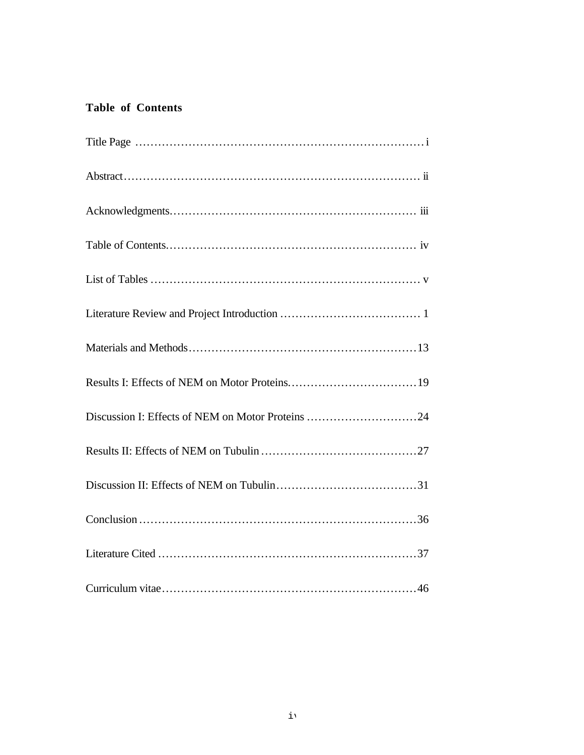## Table of Contents

| | |
|---|---|
| Title Page | i |
| Abstract | ii |
| Acknowledgments | iii |
| Table of Contents | iv |
| List of Tables | v |
| Literature Review and Project Introduction | 1 |
| Materials and Methods | 13 |
| Results I: Effects of NEM on Motor Proteins | 19 |
| Discussion I: Effects of NEM on Motor Proteins | 24 |
| Results II: Effects of NEM on Tubulin | 27 |
| Discussion II: Effects of NEM on Tubulin | 31 |
| Conclusion | 36 |
| Literature Cited | 37 |
| Curriculum vitae | 46 |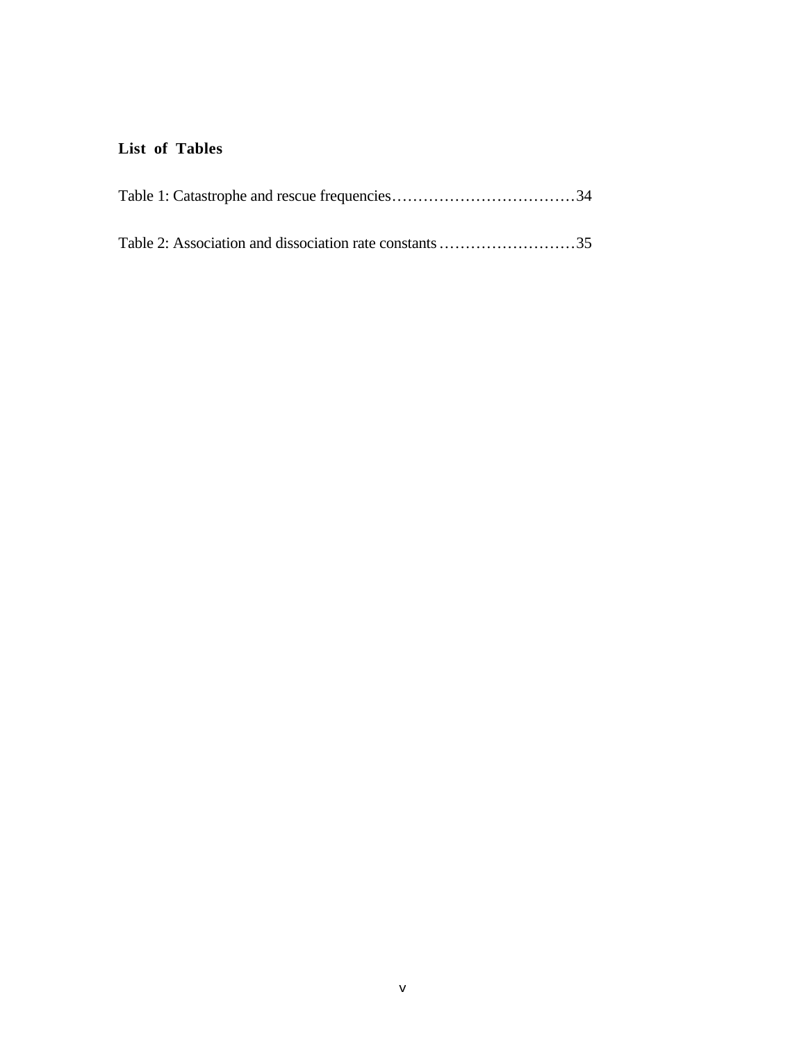## List of Tables

Table 1: Catastrophe and rescue frequencies………………………………34

Table 2: Association and dissociation rate constants………………………35